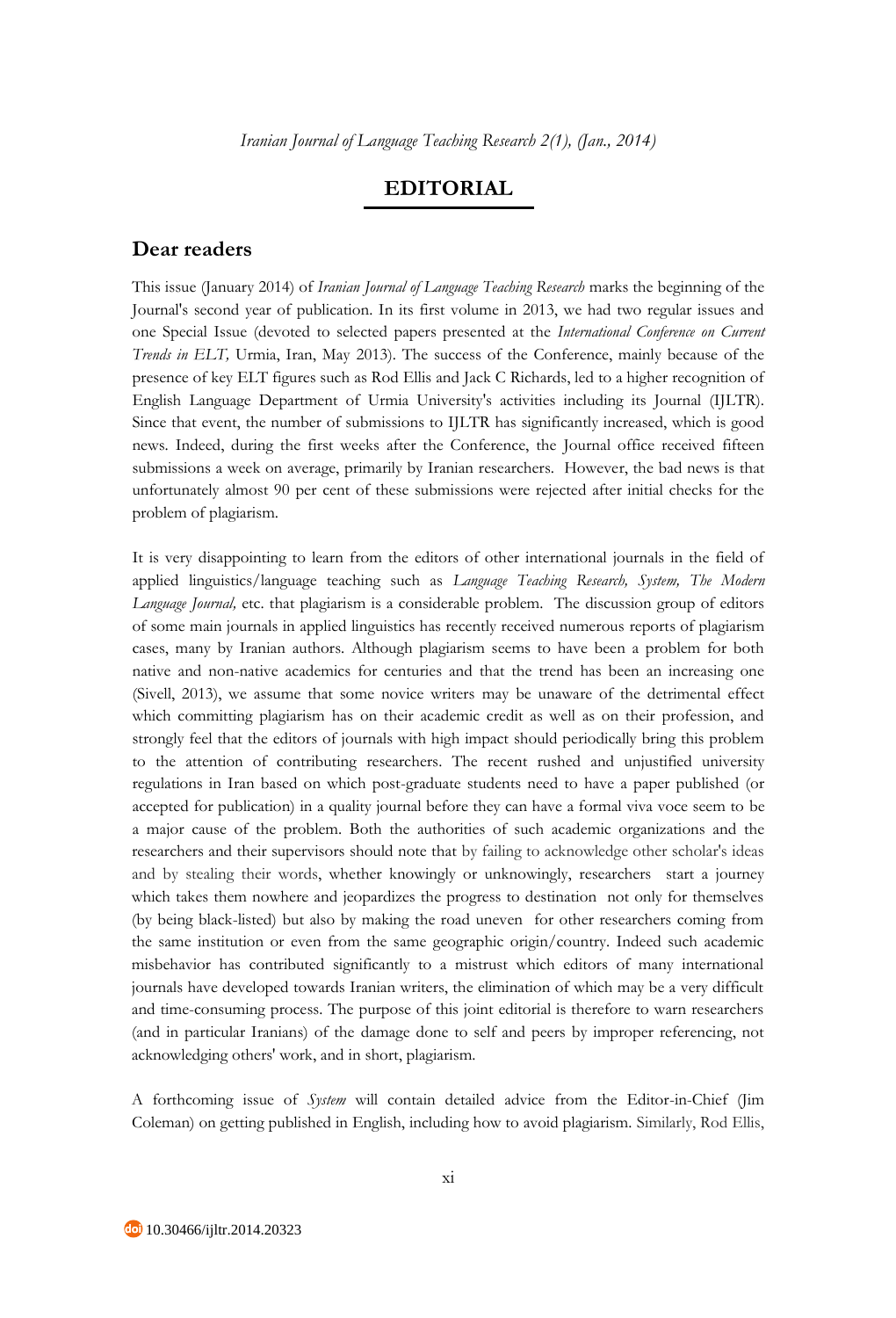# EDITORIAL

## Dear readers

This issue (January 2014) of *Iranian Journal of Language Teaching Research* marks the beginning of the Journal's second year of publication. In its first volume in 2013, we had two regular issues and one Special Issue (devoted to selected papers presented at the *International Conference on Current Trends in ELT,* Urmia, Iran, May 2013). The success of the Conference, mainly because of the presence of key ELT figures such as Rod Ellis and Jack C Richards, led to a higher recognition of English Language Department of Urmia University's activities including its Journal (IJLTR). Since that event, the number of submissions to IJLTR has significantly increased, which is good news. Indeed, during the first weeks after the Conference, the Journal office received fifteen submissions a week on average, primarily by Iranian researchers. However, the bad news is that unfortunately almost 90 per cent of these submissions were rejected after initial checks for the problem of plagiarism.

It is very disappointing to learn from the editors of other international journals in the field of applied linguistics/language teaching such as *Language Teaching Research, System, The Modern Language Journal,* etc. that plagiarism is a considerable problem. The discussion group of editors of some main journals in applied linguistics has recently received numerous reports of plagiarism cases, many by Iranian authors. Although plagiarism seems to have been a problem for both native and non-native academics for centuries and that the trend has been an increasing one (Sivell, 2013), we assume that some novice writers may be unaware of the detrimental effect which committing plagiarism has on their academic credit as well as on their profession, and strongly feel that the editors of journals with high impact should periodically bring this problem to the attention of contributing researchers. The recent rushed and unjustified university regulations in Iran based on which post-graduate students need to have a paper published (or accepted for publication) in a quality journal before they can have a formal viva voce seem to be a major cause of the problem. Both the authorities of such academic organizations and the researchers and their supervisors should note that by failing to acknowledge other scholar's ideas and by stealing their words, whether knowingly or unknowingly, researchers start a journey which takes them nowhere and jeopardizes the progress to destination not only for themselves (by being black-listed) but also by making the road uneven for other researchers coming from the same institution or even from the same geographic origin/country. Indeed such academic misbehavior has contributed significantly to a mistrust which editors of many international journals have developed towards Iranian writers, the elimination of which may be a very difficult and time-consuming process. The purpose of this joint editorial is therefore to warn researchers (and in particular Iranians) of the damage done to self and peers by improper referencing, not acknowledging others' work, and in short, plagiarism.

A forthcoming issue of *System* will contain detailed advice from the Editor-in-Chief (Jim Coleman) on getting published in English, including how to avoid plagiarism. Similarly, Rod Ellis,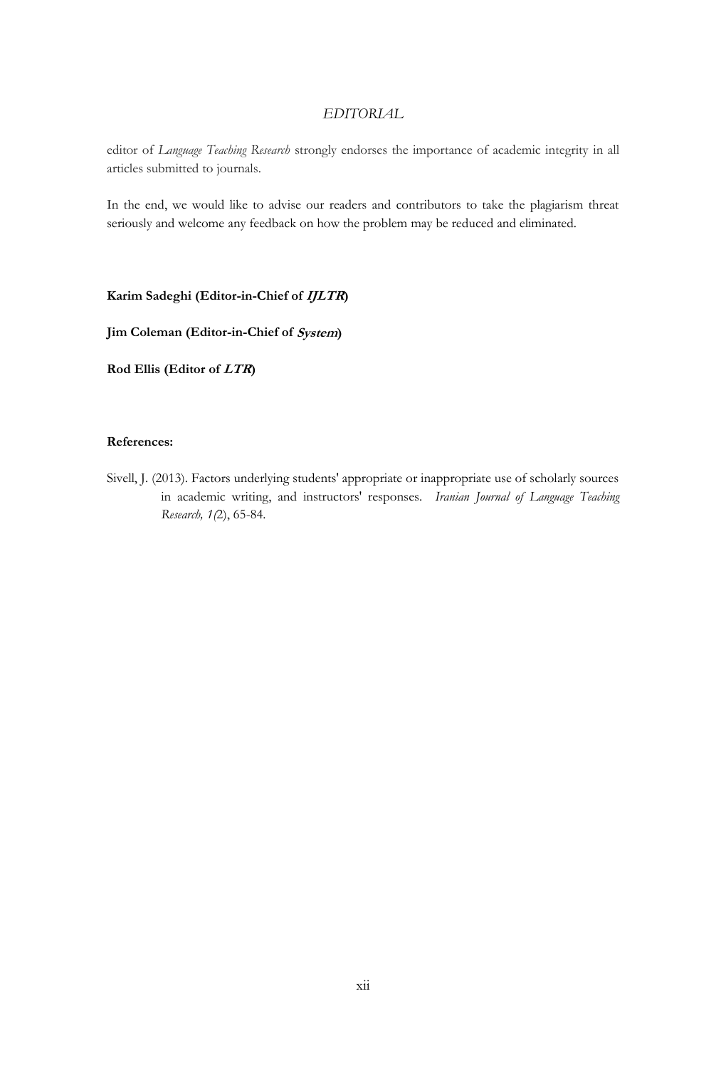editor of *Language Teaching Research* strongly endorses the importance of academic integrity in all articles submitted to journals.

In the end, we would like to advise our readers and contributors to take the plagiarism threat seriously and welcome any feedback on how the problem may be reduced and eliminated.

**Karim Sadeghi (Editor-in-Chief of *IJLTR*)**

**Jim Coleman (Editor-in-Chief of *System*)**

**Rod Ellis (Editor of *LTR*)**

**References:**

Sivell, J. (2013). Factors underlying students' appropriate or inappropriate use of scholarly sources in academic writing, and instructors' responses. *Iranian Journal of Language Teaching Research, 1(*2), 65-84.